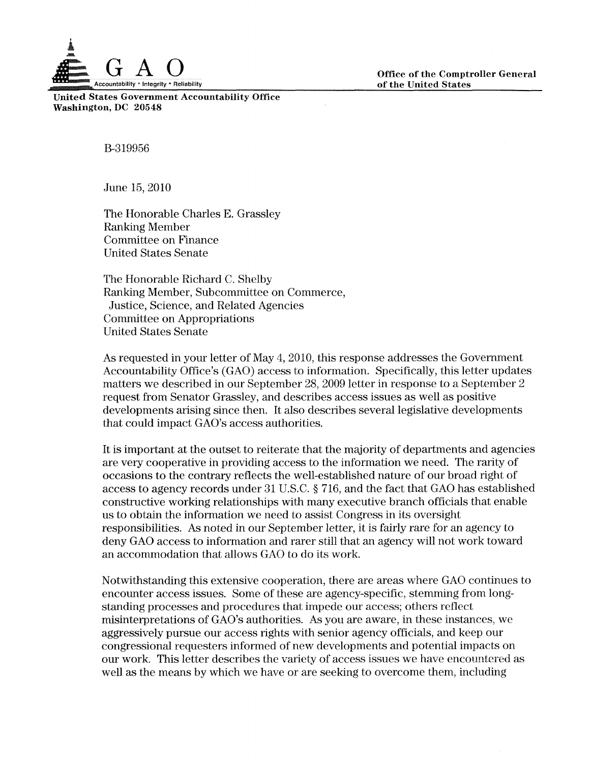**GAO**
Accountability * Integrity * Reliability

**United States Government Accountability Office**
**Washington, DC 20548**

**Office of the Comptroller General of the United States**

B-319956

June 15, 2010

The Honorable Charles E. Grassley
Ranking Member
Committee on Finance
United States Senate

The Honorable Richard C. Shelby
Ranking Member, Subcommittee on Commerce, Justice, Science, and Related Agencies
Committee on Appropriations
United States Senate

As requested in your letter of May 4, 2010, this response addresses the Government Accountability Office's (GAO) access to information. Specifically, this letter updates matters we described in our September 28, 2009 letter in response to a September 2 request from Senator Grassley, and describes access issues as well as positive developments arising since then. It also describes several legislative developments that could impact GAO's access authorities.

It is important at the outset to reiterate that the majority of departments and agencies are very cooperative in providing access to the information we need. The rarity of occasions to the contrary reflects the well-established nature of our broad right of access to agency records under 31 U.S.C. § 716, and the fact that GAO has established constructive working relationships with many executive branch officials that enable us to obtain the information we need to assist Congress in its oversight responsibilities. As noted in our September letter, it is fairly rare for an agency to deny GAO access to information and rarer still that an agency will not work toward an accommodation that allows GAO to do its work.

Notwithstanding this extensive cooperation, there are areas where GAO continues to encounter access issues. Some of these are agency-specific, stemming from long-standing processes and procedures that impede our access; others reflect misinterpretations of GAO's authorities. As you are aware, in these instances, we aggressively pursue our access rights with senior agency officials, and keep our congressional requesters informed of new developments and potential impacts on our work. This letter describes the variety of access issues we have encountered as well as the means by which we have or are seeking to overcome them, including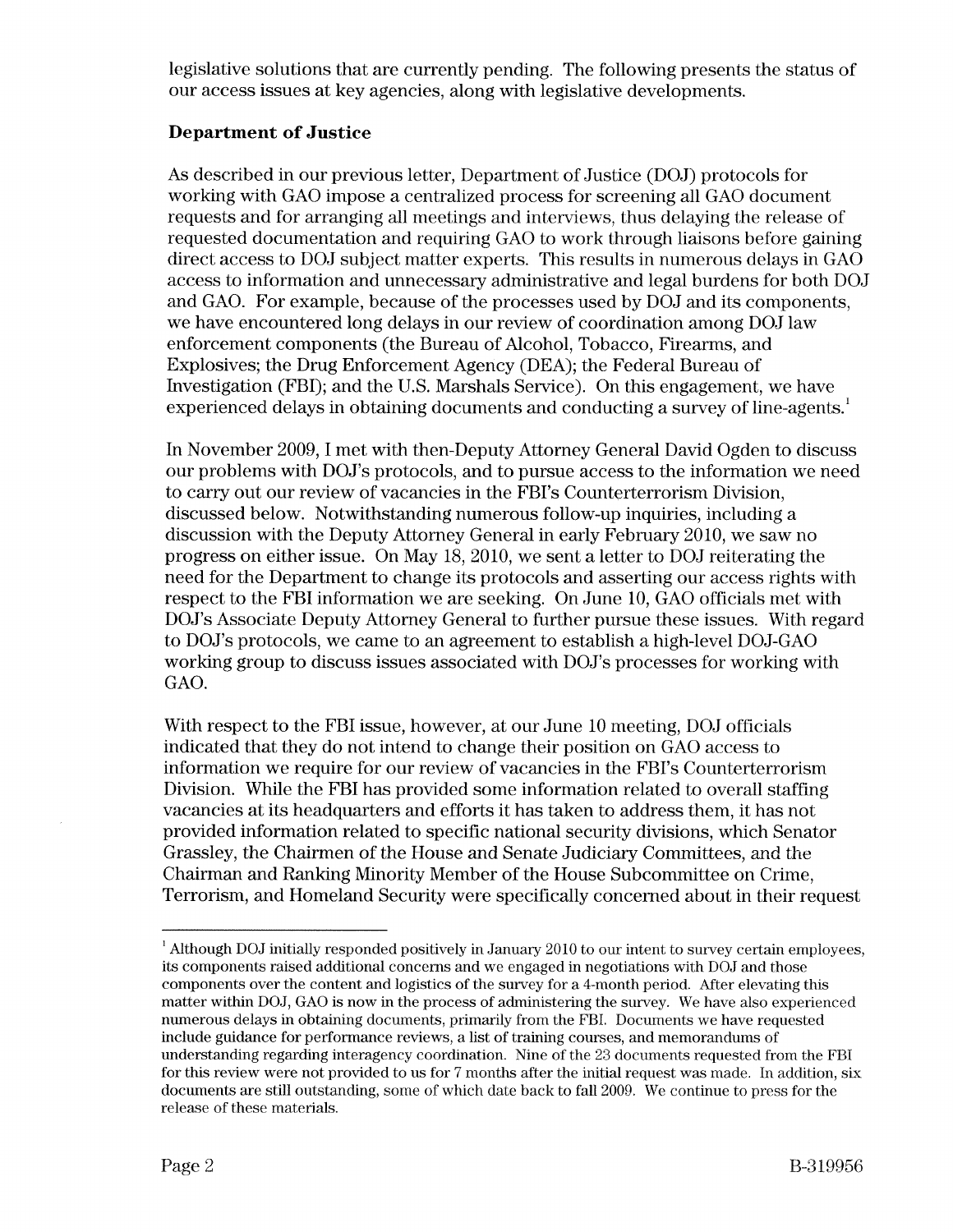legislative solutions that are currently pending. The following presents the status of our access issues at key agencies, along with legislative developments.

**Department of Justice**

As described in our previous letter, Department of Justice (DOJ) protocols for working with GAO impose a centralized process for screening all GAO document requests and for arranging all meetings and interviews, thus delaying the release of requested documentation and requiring GAO to work through liaisons before gaining direct access to DOJ subject matter experts. This results in numerous delays in GAO access to information and unnecessary administrative and legal burdens for both DOJ and GAO. For example, because of the processes used by DOJ and its components, we have encountered long delays in our review of coordination among DOJ law enforcement components (the Bureau of Alcohol, Tobacco, Firearms, and Explosives; the Drug Enforcement Agency (DEA); the Federal Bureau of Investigation (FBI); and the U.S. Marshals Service). On this engagement, we have experienced delays in obtaining documents and conducting a survey of line-agents.[1]

In November 2009, I met with then-Deputy Attorney General David Ogden to discuss our problems with DOJ's protocols, and to pursue access to the information we need to carry out our review of vacancies in the FBI's Counterterrorism Division, discussed below. Notwithstanding numerous follow-up inquiries, including a discussion with the Deputy Attorney General in early February 2010, we saw no progress on either issue. On May 18, 2010, we sent a letter to DOJ reiterating the need for the Department to change its protocols and asserting our access rights with respect to the FBI information we are seeking. On June 10, GAO officials met with DOJ's Associate Deputy Attorney General to further pursue these issues. With regard to DOJ's protocols, we came to an agreement to establish a high-level DOJ-GAO working group to discuss issues associated with DOJ's processes for working with GAO.

With respect to the FBI issue, however, at our June 10 meeting, DOJ officials indicated that they do not intend to change their position on GAO access to information we require for our review of vacancies in the FBI's Counterterrorism Division. While the FBI has provided some information related to overall staffing vacancies at its headquarters and efforts it has taken to address them, it has not provided information related to specific national security divisions, which Senator Grassley, the Chairmen of the House and Senate Judiciary Committees, and the Chairman and Ranking Minority Member of the House Subcommittee on Crime, Terrorism, and Homeland Security were specifically concerned about in their request

[1] Although DOJ initially responded positively in January 2010 to our intent to survey certain employees, its components raised additional concerns and we engaged in negotiations with DOJ and those components over the content and logistics of the survey for a 4-month period. After elevating this matter within DOJ, GAO is now in the process of administering the survey. We have also experienced numerous delays in obtaining documents, primarily from the FBI. Documents we have requested include guidance for performance reviews, a list of training courses, and memorandums of understanding regarding interagency coordination. Nine of the 23 documents requested from the FBI for this review were not provided to us for 7 months after the initial request was made. In addition, six documents are still outstanding, some of which date back to fall 2009. We continue to press for the release of these materials.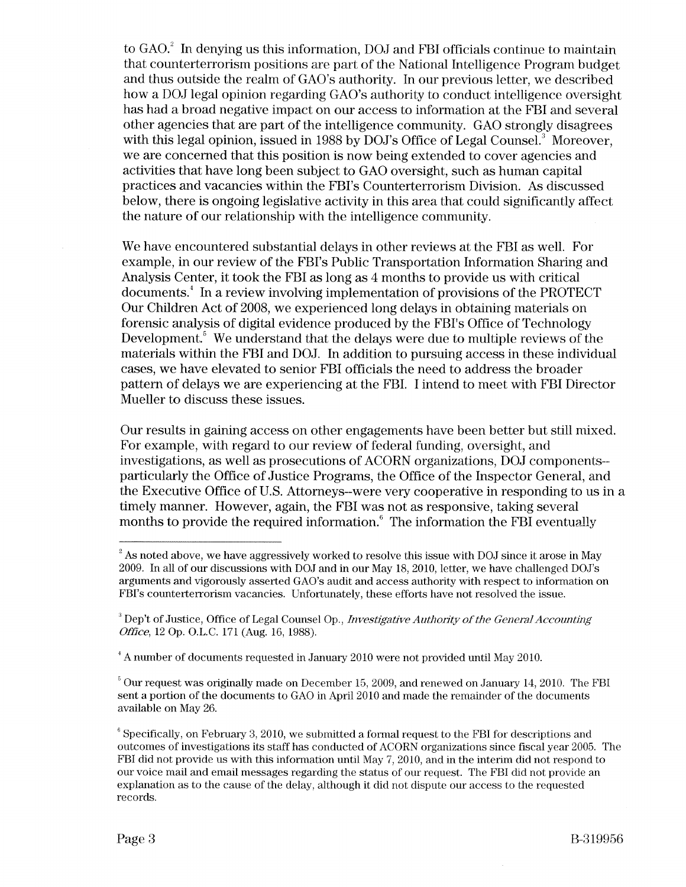to GAO.[2] In denying us this information, DOJ and FBI officials continue to maintain that counterterrorism positions are part of the National Intelligence Program budget and thus outside the realm of GAO's authority. In our previous letter, we described how a DOJ legal opinion regarding GAO's authority to conduct intelligence oversight has had a broad negative impact on our access to information at the FBI and several other agencies that are part of the intelligence community. GAO strongly disagrees with this legal opinion, issued in 1988 by DOJ's Office of Legal Counsel.[3] Moreover, we are concerned that this position is now being extended to cover agencies and activities that have long been subject to GAO oversight, such as human capital practices and vacancies within the FBI's Counterterrorism Division. As discussed below, there is ongoing legislative activity in this area that could significantly affect the nature of our relationship with the intelligence community.

We have encountered substantial delays in other reviews at the FBI as well. For example, in our review of the FBI's Public Transportation Information Sharing and Analysis Center, it took the FBI as long as 4 months to provide us with critical documents.[4] In a review involving implementation of provisions of the PROTECT Our Children Act of 2008, we experienced long delays in obtaining materials on forensic analysis of digital evidence produced by the FBI's Office of Technology Development.[5] We understand that the delays were due to multiple reviews of the materials within the FBI and DOJ. In addition to pursuing access in these individual cases, we have elevated to senior FBI officials the need to address the broader pattern of delays we are experiencing at the FBI. I intend to meet with FBI Director Mueller to discuss these issues.

Our results in gaining access on other engagements have been better but still mixed. For example, with regard to our review of federal funding, oversight, and investigations, as well as prosecutions of ACORN organizations, DOJ components--particularly the Office of Justice Programs, the Office of the Inspector General, and the Executive Office of U.S. Attorneys--were very cooperative in responding to us in a timely manner. However, again, the FBI was not as responsive, taking several months to provide the required information.[6] The information the FBI eventually

---

[2] As noted above, we have aggressively worked to resolve this issue with DOJ since it arose in May 2009. In all of our discussions with DOJ and in our May 18, 2010, letter, we have challenged DOJ's arguments and vigorously asserted GAO's audit and access authority with respect to information on FBI's counterterrorism vacancies. Unfortunately, these efforts have not resolved the issue.

[3] Dep't of Justice, Office of Legal Counsel Op., *Investigative Authority of the General Accounting Office*, 12 Op. O.L.C. 171 (Aug. 16, 1988).

[4] A number of documents requested in January 2010 were not provided until May 2010.

[5] Our request was originally made on December 15, 2009, and renewed on January 14, 2010. The FBI sent a portion of the documents to GAO in April 2010 and made the remainder of the documents available on May 26.

[6] Specifically, on February 3, 2010, we submitted a formal request to the FBI for descriptions and outcomes of investigations its staff has conducted of ACORN organizations since fiscal year 2005. The FBI did not provide us with this information until May 7, 2010, and in the interim did not respond to our voice mail and email messages regarding the status of our request. The FBI did not provide an explanation as to the cause of the delay, although it did not dispute our access to the requested records.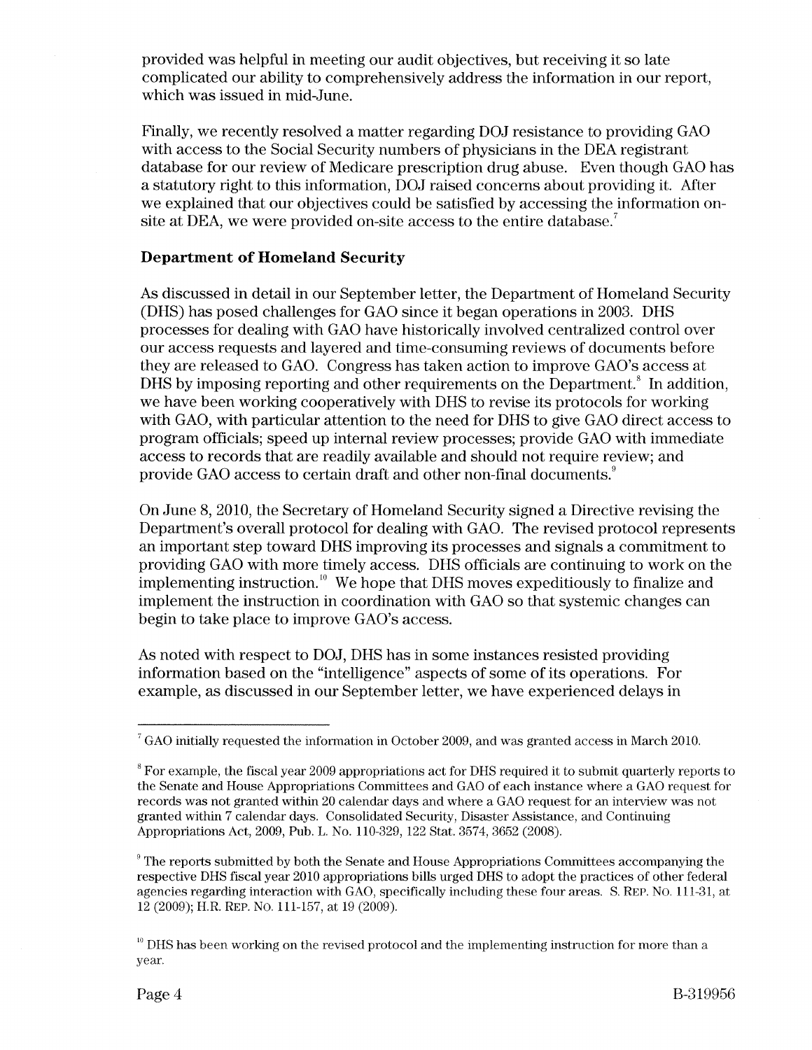provided was helpful in meeting our audit objectives, but receiving it so late complicated our ability to comprehensively address the information in our report, which was issued in mid-June.

Finally, we recently resolved a matter regarding DOJ resistance to providing GAO with access to the Social Security numbers of physicians in the DEA registrant database for our review of Medicare prescription drug abuse. Even though GAO has a statutory right to this information, DOJ raised concerns about providing it. After we explained that our objectives could be satisfied by accessing the information on-site at DEA, we were provided on-site access to the entire database.[7]

**Department of Homeland Security**

As discussed in detail in our September letter, the Department of Homeland Security (DHS) has posed challenges for GAO since it began operations in 2003. DHS processes for dealing with GAO have historically involved centralized control over our access requests and layered and time-consuming reviews of documents before they are released to GAO. Congress has taken action to improve GAO's access at DHS by imposing reporting and other requirements on the Department.[8] In addition, we have been working cooperatively with DHS to revise its protocols for working with GAO, with particular attention to the need for DHS to give GAO direct access to program officials; speed up internal review processes; provide GAO with immediate access to records that are readily available and should not require review; and provide GAO access to certain draft and other non-final documents.[9]

On June 8, 2010, the Secretary of Homeland Security signed a Directive revising the Department's overall protocol for dealing with GAO. The revised protocol represents an important step toward DHS improving its processes and signals a commitment to providing GAO with more timely access. DHS officials are continuing to work on the implementing instruction.[10] We hope that DHS moves expeditiously to finalize and implement the instruction in coordination with GAO so that systemic changes can begin to take place to improve GAO's access.

As noted with respect to DOJ, DHS has in some instances resisted providing information based on the "intelligence" aspects of some of its operations. For example, as discussed in our September letter, we have experienced delays in

---

[7] GAO initially requested the information in October 2009, and was granted access in March 2010.

[8] For example, the fiscal year 2009 appropriations act for DHS required it to submit quarterly reports to the Senate and House Appropriations Committees and GAO of each instance where a GAO request for records was not granted within 20 calendar days and where a GAO request for an interview was not granted within 7 calendar days. Consolidated Security, Disaster Assistance, and Continuing Appropriations Act, 2009, Pub. L. No. 110-329, 122 Stat. 3574, 3652 (2008).

[9] The reports submitted by both the Senate and House Appropriations Committees accompanying the respective DHS fiscal year 2010 appropriations bills urged DHS to adopt the practices of other federal agencies regarding interaction with GAO, specifically including these four areas. S. REP. NO. 111-31, at 12 (2009); H.R. REP. NO. 111-157, at 19 (2009).

[10] DHS has been working on the revised protocol and the implementing instruction for more than a year.

B-319956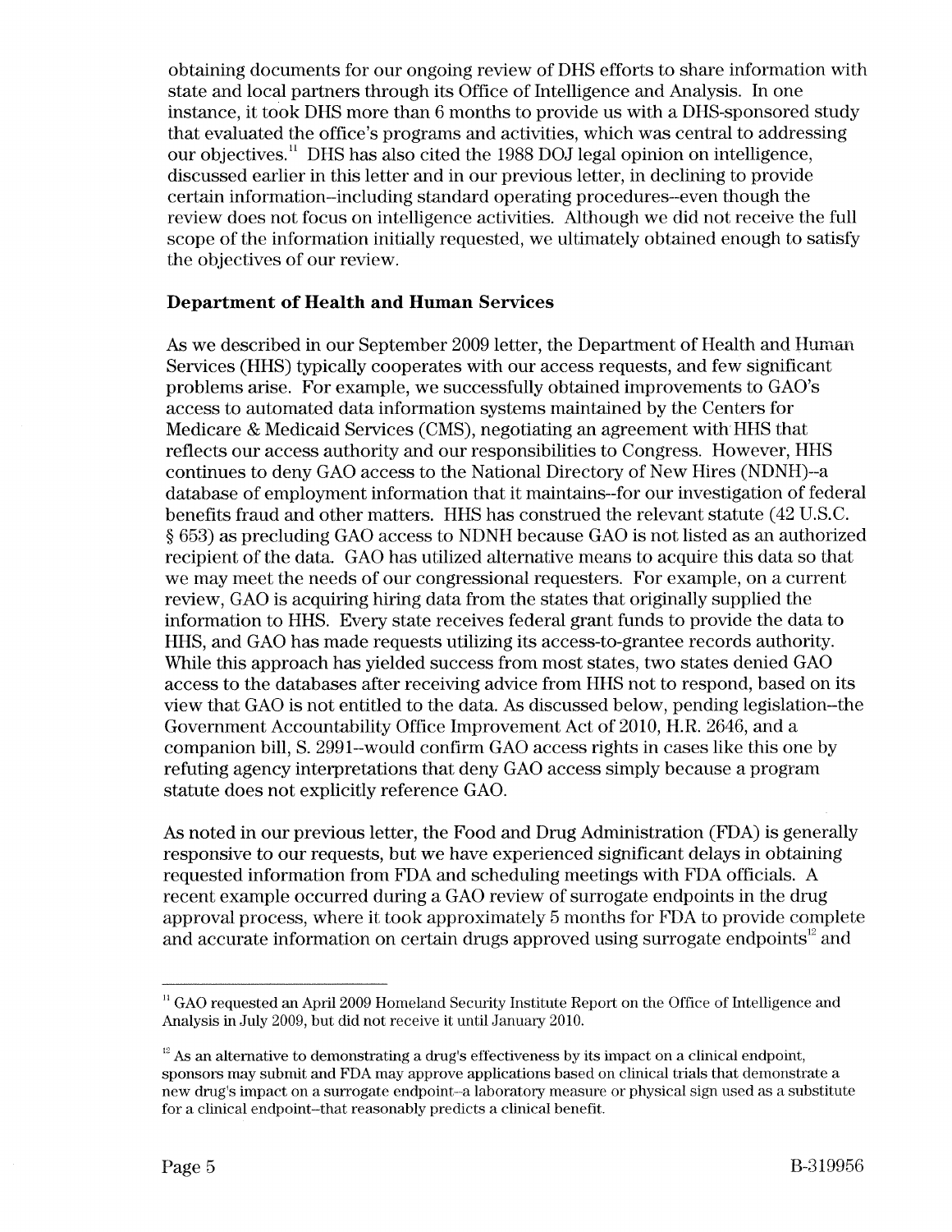obtaining documents for our ongoing review of DHS efforts to share information with state and local partners through its Office of Intelligence and Analysis. In one instance, it took DHS more than 6 months to provide us with a DHS-sponsored study that evaluated the office's programs and activities, which was central to addressing our objectives.[11] DHS has also cited the 1988 DOJ legal opinion on intelligence, discussed earlier in this letter and in our previous letter, in declining to provide certain information--including standard operating procedures--even though the review does not focus on intelligence activities. Although we did not receive the full scope of the information initially requested, we ultimately obtained enough to satisfy the objectives of our review.

**Department of Health and Human Services**

As we described in our September 2009 letter, the Department of Health and Human Services (HHS) typically cooperates with our access requests, and few significant problems arise. For example, we successfully obtained improvements to GAO's access to automated data information systems maintained by the Centers for Medicare & Medicaid Services (CMS), negotiating an agreement with HHS that reflects our access authority and our responsibilities to Congress. However, HHS continues to deny GAO access to the National Directory of New Hires (NDNH)--a database of employment information that it maintains--for our investigation of federal benefits fraud and other matters. HHS has construed the relevant statute (42 U.S.C. § 653) as precluding GAO access to NDNH because GAO is not listed as an authorized recipient of the data. GAO has utilized alternative means to acquire this data so that we may meet the needs of our congressional requesters. For example, on a current review, GAO is acquiring hiring data from the states that originally supplied the information to HHS. Every state receives federal grant funds to provide the data to HHS, and GAO has made requests utilizing its access-to-grantee records authority. While this approach has yielded success from most states, two states denied GAO access to the databases after receiving advice from HHS not to respond, based on its view that GAO is not entitled to the data. As discussed below, pending legislation--the Government Accountability Office Improvement Act of 2010, H.R. 2646, and a companion bill, S. 2991--would confirm GAO access rights in cases like this one by refuting agency interpretations that deny GAO access simply because a program statute does not explicitly reference GAO.

As noted in our previous letter, the Food and Drug Administration (FDA) is generally responsive to our requests, but we have experienced significant delays in obtaining requested information from FDA and scheduling meetings with FDA officials. A recent example occurred during a GAO review of surrogate endpoints in the drug approval process, where it took approximately 5 months for FDA to provide complete and accurate information on certain drugs approved using surrogate endpoints[12] and

---

[11] GAO requested an April 2009 Homeland Security Institute Report on the Office of Intelligence and Analysis in July 2009, but did not receive it until January 2010.

[12] As an alternative to demonstrating a drug's effectiveness by its impact on a clinical endpoint, sponsors may submit and FDA may approve applications based on clinical trials that demonstrate a new drug's impact on a surrogate endpoint--a laboratory measure or physical sign used as a substitute for a clinical endpoint--that reasonably predicts a clinical benefit.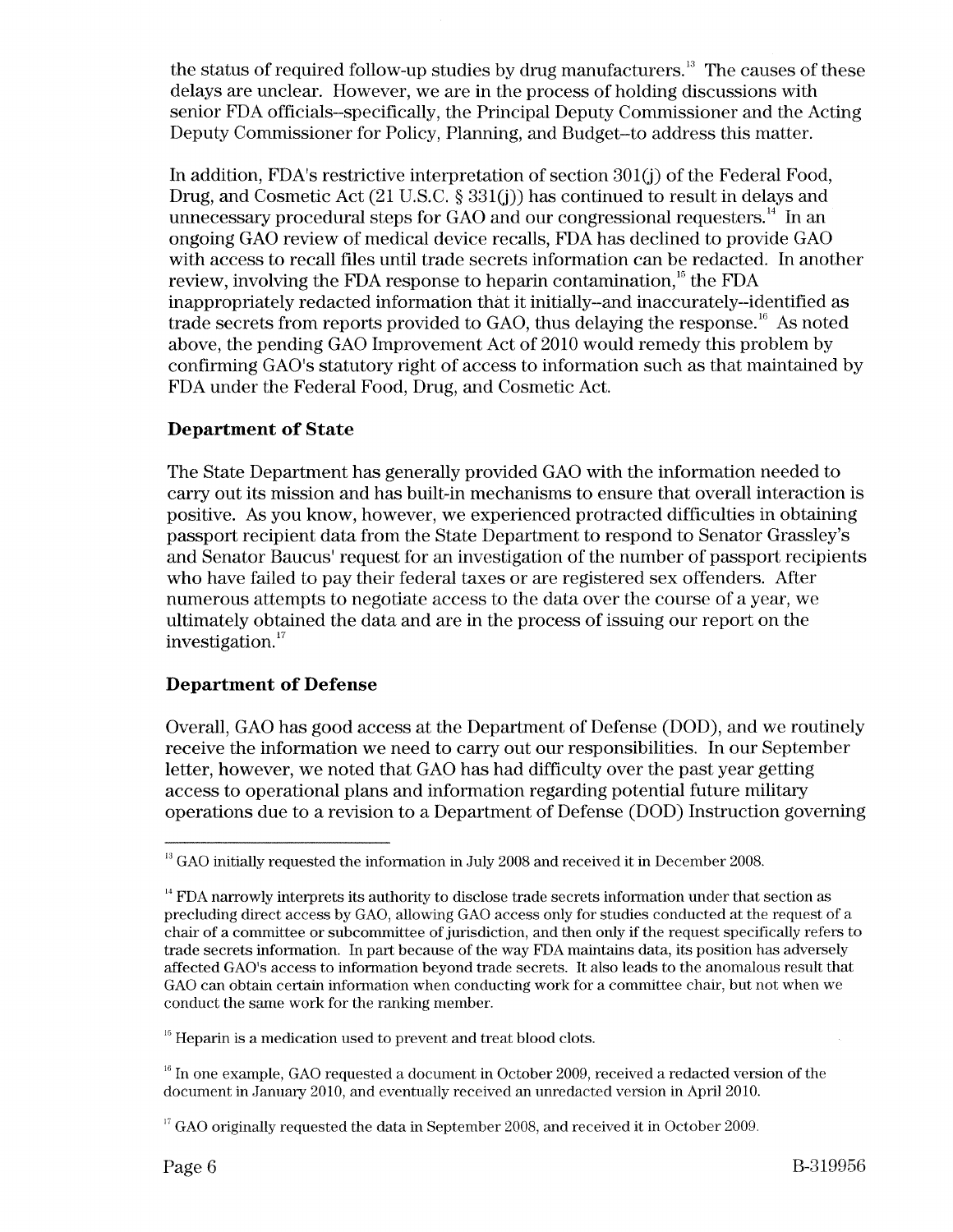the status of required follow-up studies by drug manufacturers.[13] The causes of these delays are unclear. However, we are in the process of holding discussions with senior FDA officials--specifically, the Principal Deputy Commissioner and the Acting Deputy Commissioner for Policy, Planning, and Budget--to address this matter.

In addition, FDA's restrictive interpretation of section 301(j) of the Federal Food, Drug, and Cosmetic Act (21 U.S.C. § 331(j)) has continued to result in delays and unnecessary procedural steps for GAO and our congressional requesters.[14] In an ongoing GAO review of medical device recalls, FDA has declined to provide GAO with access to recall files until trade secrets information can be redacted. In another review, involving the FDA response to heparin contamination,[15] the FDA inappropriately redacted information that it initially--and inaccurately--identified as trade secrets from reports provided to GAO, thus delaying the response.[16] As noted above, the pending GAO Improvement Act of 2010 would remedy this problem by confirming GAO's statutory right of access to information such as that maintained by FDA under the Federal Food, Drug, and Cosmetic Act.

### Department of State

The State Department has generally provided GAO with the information needed to carry out its mission and has built-in mechanisms to ensure that overall interaction is positive. As you know, however, we experienced protracted difficulties in obtaining passport recipient data from the State Department to respond to Senator Grassley's and Senator Baucus' request for an investigation of the number of passport recipients who have failed to pay their federal taxes or are registered sex offenders. After numerous attempts to negotiate access to the data over the course of a year, we ultimately obtained the data and are in the process of issuing our report on the investigation.[17]

### Department of Defense

Overall, GAO has good access at the Department of Defense (DOD), and we routinely receive the information we need to carry out our responsibilities. In our September letter, however, we noted that GAO has had difficulty over the past year getting access to operational plans and information regarding potential future military operations due to a revision to a Department of Defense (DOD) Instruction governing

---

[13] GAO initially requested the information in July 2008 and received it in December 2008.

[14] FDA narrowly interprets its authority to disclose trade secrets information under that section as precluding direct access by GAO, allowing GAO access only for studies conducted at the request of a chair of a committee or subcommittee of jurisdiction, and then only if the request specifically refers to trade secrets information. In part because of the way FDA maintains data, its position has adversely affected GAO's access to information beyond trade secrets. It also leads to the anomalous result that GAO can obtain certain information when conducting work for a committee chair, but not when we conduct the same work for the ranking member.

[15] Heparin is a medication used to prevent and treat blood clots.

[16] In one example, GAO requested a document in October 2009, received a redacted version of the document in January 2010, and eventually received an unredacted version in April 2010.

[17] GAO originally requested the data in September 2008, and received it in October 2009.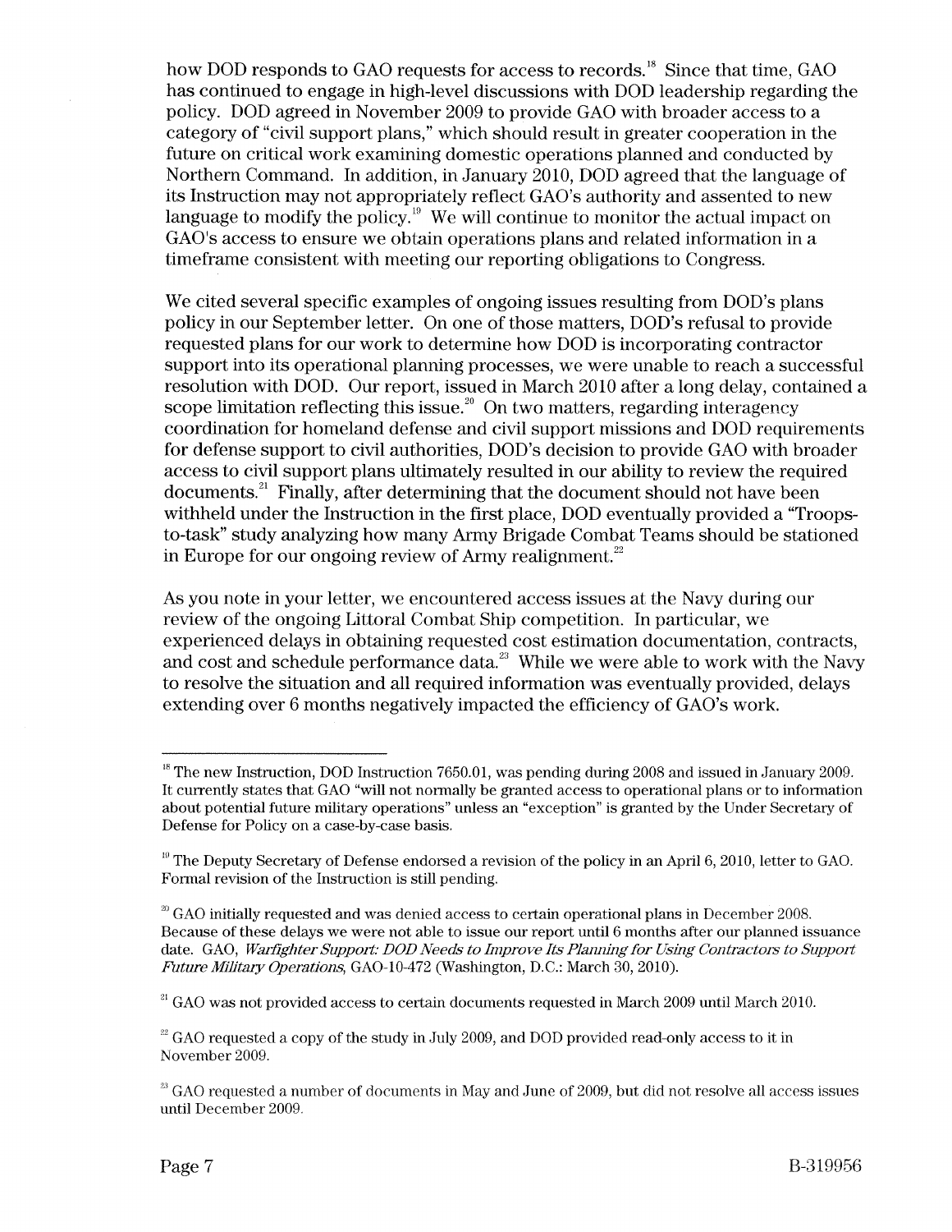how DOD responds to GAO requests for access to records.[18] Since that time, GAO has continued to engage in high-level discussions with DOD leadership regarding the policy. DOD agreed in November 2009 to provide GAO with broader access to a category of "civil support plans," which should result in greater cooperation in the future on critical work examining domestic operations planned and conducted by Northern Command. In addition, in January 2010, DOD agreed that the language of its Instruction may not appropriately reflect GAO's authority and assented to new language to modify the policy.[19] We will continue to monitor the actual impact on GAO's access to ensure we obtain operations plans and related information in a timeframe consistent with meeting our reporting obligations to Congress.

We cited several specific examples of ongoing issues resulting from DOD's plans policy in our September letter. On one of those matters, DOD's refusal to provide requested plans for our work to determine how DOD is incorporating contractor support into its operational planning processes, we were unable to reach a successful resolution with DOD. Our report, issued in March 2010 after a long delay, contained a scope limitation reflecting this issue.[20] On two matters, regarding interagency coordination for homeland defense and civil support missions and DOD requirements for defense support to civil authorities, DOD's decision to provide GAO with broader access to civil support plans ultimately resulted in our ability to review the required documents.[21] Finally, after determining that the document should not have been withheld under the Instruction in the first place, DOD eventually provided a "Troops-to-task" study analyzing how many Army Brigade Combat Teams should be stationed in Europe for our ongoing review of Army realignment.[22]

As you note in your letter, we encountered access issues at the Navy during our review of the ongoing Littoral Combat Ship competition. In particular, we experienced delays in obtaining requested cost estimation documentation, contracts, and cost and schedule performance data.[23] While we were able to work with the Navy to resolve the situation and all required information was eventually provided, delays extending over 6 months negatively impacted the efficiency of GAO's work.

---

[18] The new Instruction, DOD Instruction 7650.01, was pending during 2008 and issued in January 2009. It currently states that GAO "will not normally be granted access to operational plans or to information about potential future military operations" unless an "exception" is granted by the Under Secretary of Defense for Policy on a case-by-case basis.

[19] The Deputy Secretary of Defense endorsed a revision of the policy in an April 6, 2010, letter to GAO. Formal revision of the Instruction is still pending.

[20] GAO initially requested and was denied access to certain operational plans in December 2008. Because of these delays we were not able to issue our report until 6 months after our planned issuance date. GAO, *Warfighter Support: DOD Needs to Improve Its Planning for Using Contractors to Support Future Military Operations*, GAO-10-472 (Washington, D.C.: March 30, 2010).

[21] GAO was not provided access to certain documents requested in March 2009 until March 2010.

[22] GAO requested a copy of the study in July 2009, and DOD provided read-only access to it in November 2009.

[23] GAO requested a number of documents in May and June of 2009, but did not resolve all access issues until December 2009.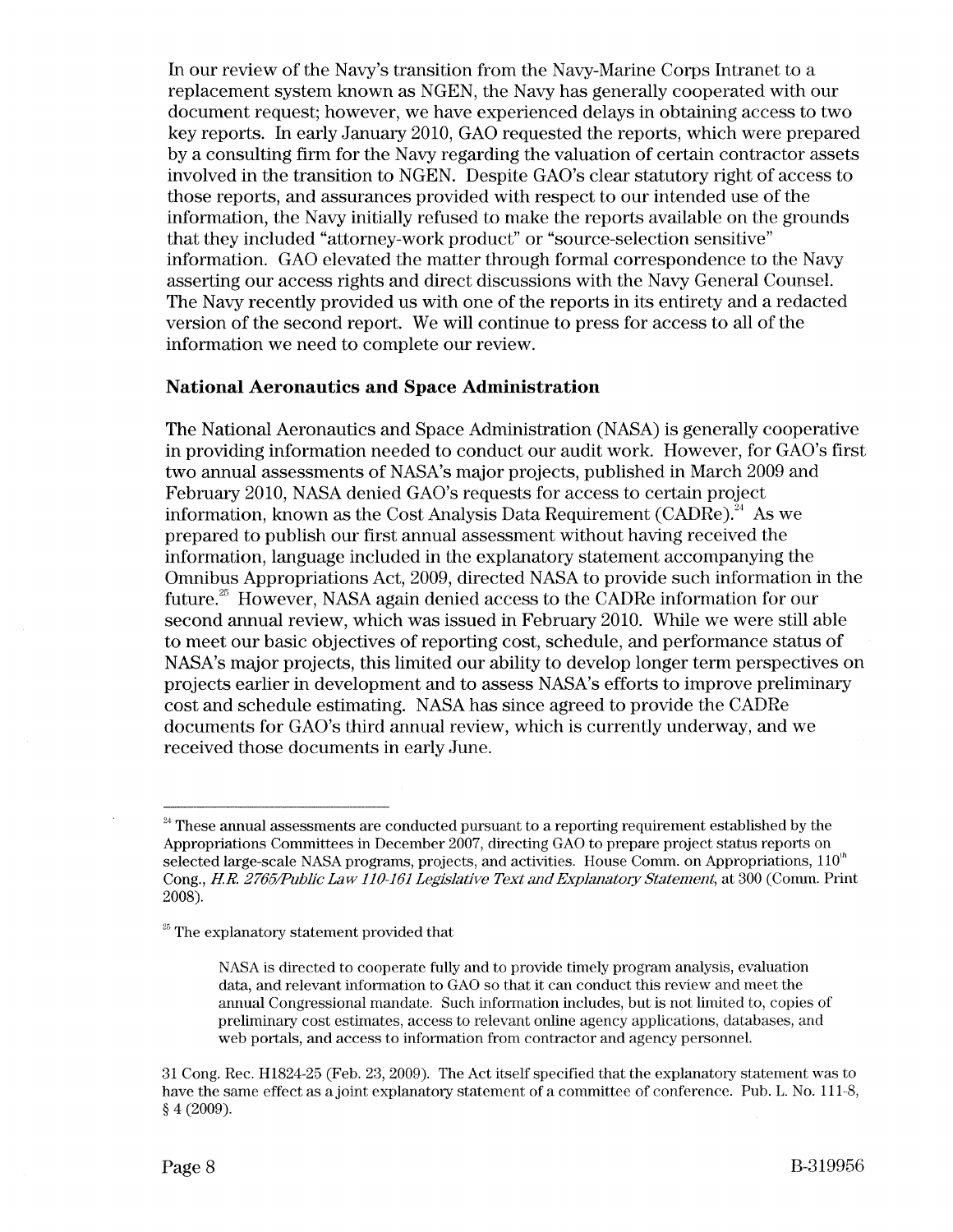In our review of the Navy's transition from the Navy-Marine Corps Intranet to a replacement system known as NGEN, the Navy has generally cooperated with our document request; however, we have experienced delays in obtaining access to two key reports. In early January 2010, GAO requested the reports, which were prepared by a consulting firm for the Navy regarding the valuation of certain contractor assets involved in the transition to NGEN. Despite GAO's clear statutory right of access to those reports, and assurances provided with respect to our intended use of the information, the Navy initially refused to make the reports available on the grounds that they included "attorney-work product" or "source-selection sensitive" information. GAO elevated the matter through formal correspondence to the Navy asserting our access rights and direct discussions with the Navy General Counsel. The Navy recently provided us with one of the reports in its entirety and a redacted version of the second report. We will continue to press for access to all of the information we need to complete our review.

**National Aeronautics and Space Administration**

The National Aeronautics and Space Administration (NASA) is generally cooperative in providing information needed to conduct our audit work. However, for GAO's first two annual assessments of NASA's major projects, published in March 2009 and February 2010, NASA denied GAO's requests for access to certain project information, known as the Cost Analysis Data Requirement (CADRe).[24] As we prepared to publish our first annual assessment without having received the information, language included in the explanatory statement accompanying the Omnibus Appropriations Act, 2009, directed NASA to provide such information in the future.[25] However, NASA again denied access to the CADRe information for our second annual review, which was issued in February 2010. While we were still able to meet our basic objectives of reporting cost, schedule, and performance status of NASA's major projects, this limited our ability to develop longer term perspectives on projects earlier in development and to assess NASA's efforts to improve preliminary cost and schedule estimating. NASA has since agreed to provide the CADRe documents for GAO's third annual review, which is currently underway, and we received those documents in early June.

---

[24] These annual assessments are conducted pursuant to a reporting requirement established by the Appropriations Committees in December 2007, directing GAO to prepare project status reports on selected large-scale NASA programs, projects, and activities. House Comm. on Appropriations, 110th Cong., *H.R. 2765/Public Law 110-161 Legislative Text and Explanatory Statement*, at 300 (Comm. Print 2008).

[25] The explanatory statement provided that

> NASA is directed to cooperate fully and to provide timely program analysis, evaluation data, and relevant information to GAO so that it can conduct this review and meet the annual Congressional mandate. Such information includes, but is not limited to, copies of preliminary cost estimates, access to relevant online agency applications, databases, and web portals, and access to information from contractor and agency personnel.

31 Cong. Rec. H1824-25 (Feb. 23, 2009). The Act itself specified that the explanatory statement was to have the same effect as a joint explanatory statement of a committee of conference. Pub. L. No. 111-8, § 4 (2009).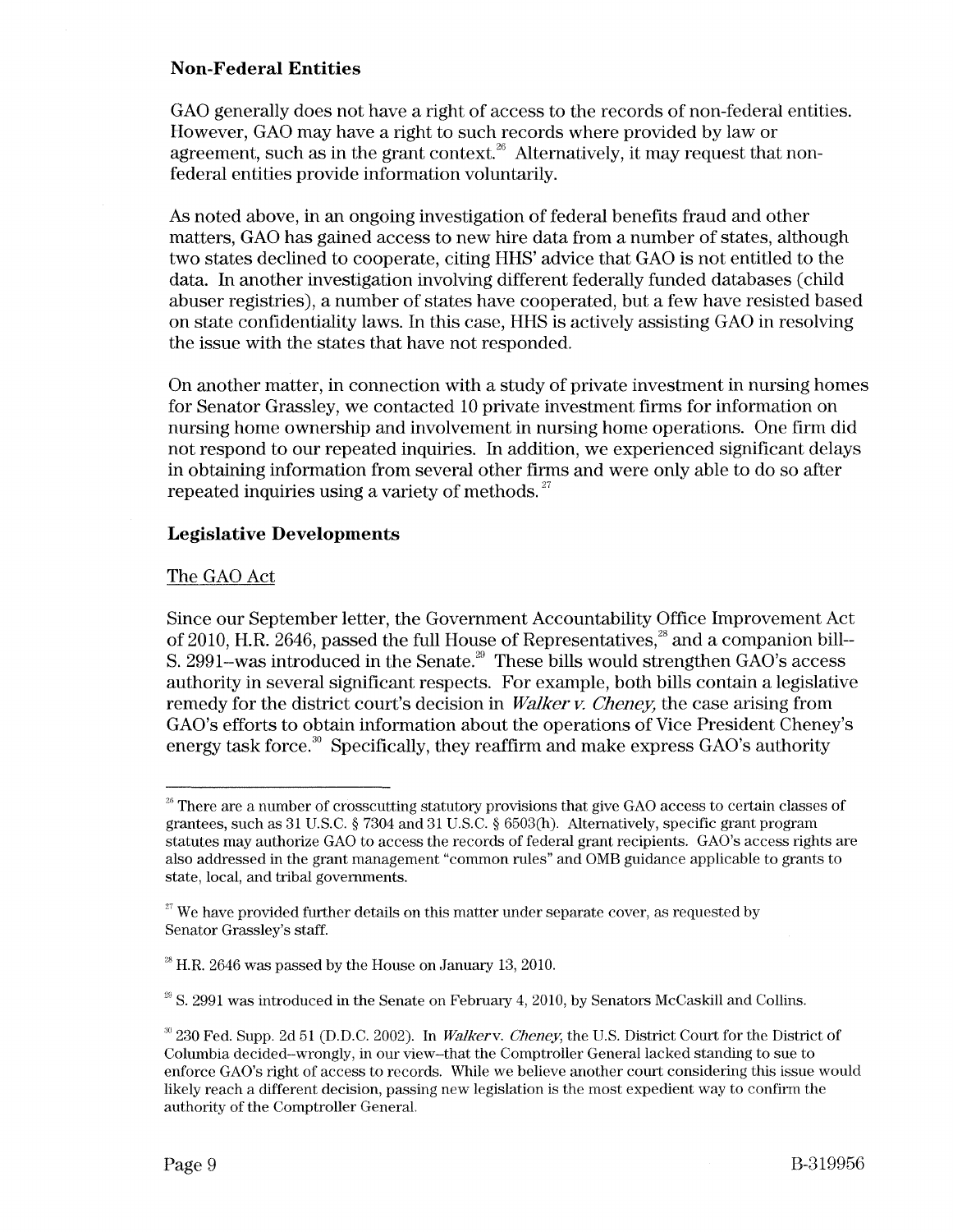**Non-Federal Entities**

GAO generally does not have a right of access to the records of non-federal entities. However, GAO may have a right to such records where provided by law or agreement, such as in the grant context.[26] Alternatively, it may request that non-federal entities provide information voluntarily.

As noted above, in an ongoing investigation of federal benefits fraud and other matters, GAO has gained access to new hire data from a number of states, although two states declined to cooperate, citing HHS' advice that GAO is not entitled to the data. In another investigation involving different federally funded databases (child abuser registries), a number of states have cooperated, but a few have resisted based on state confidentiality laws. In this case, HHS is actively assisting GAO in resolving the issue with the states that have not responded.

On another matter, in connection with a study of private investment in nursing homes for Senator Grassley, we contacted 10 private investment firms for information on nursing home ownership and involvement in nursing home operations. One firm did not respond to our repeated inquiries. In addition, we experienced significant delays in obtaining information from several other firms and were only able to do so after repeated inquiries using a variety of methods.[27]

## Legislative Developments

### The GAO Act

Since our September letter, the Government Accountability Office Improvement Act of 2010, H.R. 2646, passed the full House of Representatives,[28] and a companion bill--S. 2991--was introduced in the Senate.[29] These bills would strengthen GAO's access authority in several significant respects. For example, both bills contain a legislative remedy for the district court's decision in *Walker v. Cheney,* the case arising from GAO's efforts to obtain information about the operations of Vice President Cheney's energy task force.[30] Specifically, they reaffirm and make express GAO's authority

---

[26] There are a number of crosscutting statutory provisions that give GAO access to certain classes of grantees, such as 31 U.S.C. § 7304 and 31 U.S.C. § 6503(h). Alternatively, specific grant program statutes may authorize GAO to access the records of federal grant recipients. GAO's access rights are also addressed in the grant management "common rules" and OMB guidance applicable to grants to state, local, and tribal governments.

[27] We have provided further details on this matter under separate cover, as requested by Senator Grassley's staff.

[28] H.R. 2646 was passed by the House on January 13, 2010.

[29] S. 2991 was introduced in the Senate on February 4, 2010, by Senators McCaskill and Collins.

[30] 230 Fed. Supp. 2d 51 (D.D.C. 2002). In *Walker v. Cheney,* the U.S. District Court for the District of Columbia decided--wrongly, in our view--that the Comptroller General lacked standing to sue to enforce GAO's right of access to records. While we believe another court considering this issue would likely reach a different decision, passing new legislation is the most expedient way to confirm the authority of the Comptroller General.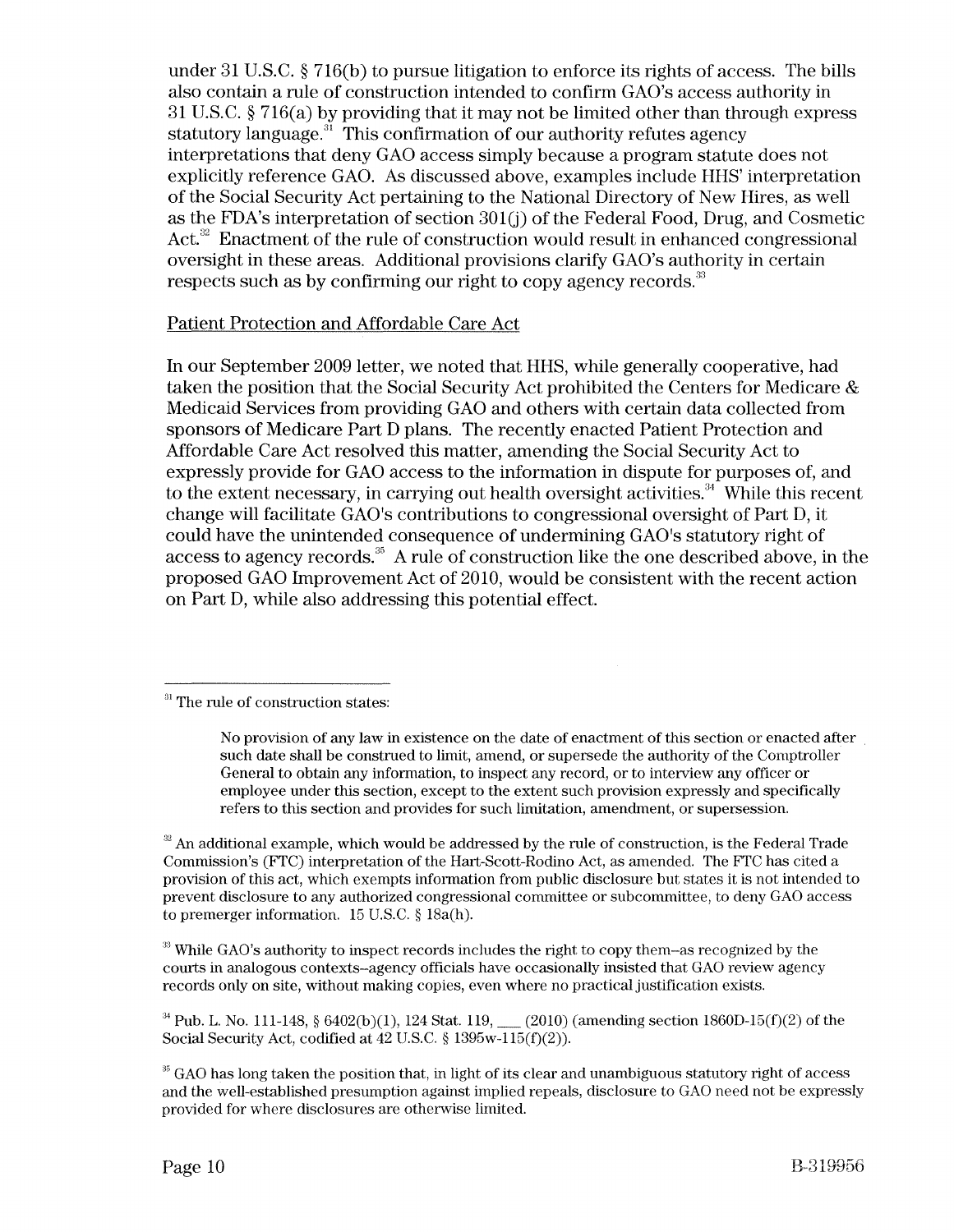under 31 U.S.C. § 716(b) to pursue litigation to enforce its rights of access. The bills also contain a rule of construction intended to confirm GAO's access authority in 31 U.S.C. § 716(a) by providing that it may not be limited other than through express statutory language.[31] This confirmation of our authority refutes agency interpretations that deny GAO access simply because a program statute does not explicitly reference GAO. As discussed above, examples include HHS' interpretation of the Social Security Act pertaining to the National Directory of New Hires, as well as the FDA's interpretation of section 301(j) of the Federal Food, Drug, and Cosmetic Act.[32] Enactment of the rule of construction would result in enhanced congressional oversight in these areas. Additional provisions clarify GAO's authority in certain respects such as by confirming our right to copy agency records.[33]

Patient Protection and Affordable Care Act

In our September 2009 letter, we noted that HHS, while generally cooperative, had taken the position that the Social Security Act prohibited the Centers for Medicare & Medicaid Services from providing GAO and others with certain data collected from sponsors of Medicare Part D plans. The recently enacted Patient Protection and Affordable Care Act resolved this matter, amending the Social Security Act to expressly provide for GAO access to the information in dispute for purposes of, and to the extent necessary, in carrying out health oversight activities.[34] While this recent change will facilitate GAO's contributions to congressional oversight of Part D, it could have the unintended consequence of undermining GAO's statutory right of access to agency records.[35] A rule of construction like the one described above, in the proposed GAO Improvement Act of 2010, would be consistent with the recent action on Part D, while also addressing this potential effect.

---

[31] The rule of construction states:

> No provision of any law in existence on the date of enactment of this section or enacted after such date shall be construed to limit, amend, or supersede the authority of the Comptroller General to obtain any information, to inspect any record, or to interview any officer or employee under this section, except to the extent such provision expressly and specifically refers to this section and provides for such limitation, amendment, or supersession.

[32] An additional example, which would be addressed by the rule of construction, is the Federal Trade Commission's (FTC) interpretation of the Hart-Scott-Rodino Act, as amended. The FTC has cited a provision of this act, which exempts information from public disclosure but states it is not intended to prevent disclosure to any authorized congressional committee or subcommittee, to deny GAO access to premerger information. 15 U.S.C. § 18a(h).

[33] While GAO's authority to inspect records includes the right to copy them--as recognized by the courts in analogous contexts--agency officials have occasionally insisted that GAO review agency records only on site, without making copies, even where no practical justification exists.

[34] Pub. L. No. 111-148, § 6402(b)(1), 124 Stat. 119, ___ (2010) (amending section 1860D-15(f)(2) of the Social Security Act, codified at 42 U.S.C. § 1395w-115(f)(2)).

[35] GAO has long taken the position that, in light of its clear and unambiguous statutory right of access and the well-established presumption against implied repeals, disclosure to GAO need not be expressly provided for where disclosures are otherwise limited.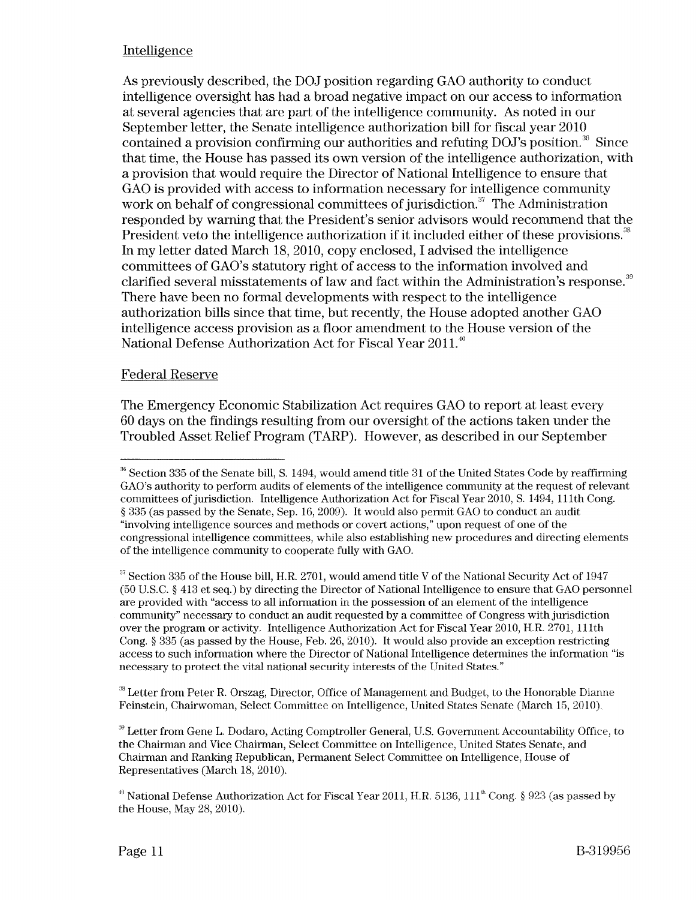Intelligence

As previously described, the DOJ position regarding GAO authority to conduct intelligence oversight has had a broad negative impact on our access to information at several agencies that are part of the intelligence community. As noted in our September letter, the Senate intelligence authorization bill for fiscal year 2010 contained a provision confirming our authorities and refuting DOJ's position.[36] Since that time, the House has passed its own version of the intelligence authorization, with a provision that would require the Director of National Intelligence to ensure that GAO is provided with access to information necessary for intelligence community work on behalf of congressional committees of jurisdiction.[37] The Administration responded by warning that the President's senior advisors would recommend that the President veto the intelligence authorization if it included either of these provisions.[38] In my letter dated March 18, 2010, copy enclosed, I advised the intelligence committees of GAO's statutory right of access to the information involved and clarified several misstatements of law and fact within the Administration's response.[39] There have been no formal developments with respect to the intelligence authorization bills since that time, but recently, the House adopted another GAO intelligence access provision as a floor amendment to the House version of the National Defense Authorization Act for Fiscal Year 2011.[40]

Federal Reserve

The Emergency Economic Stabilization Act requires GAO to report at least every 60 days on the findings resulting from our oversight of the actions taken under the Troubled Asset Relief Program (TARP). However, as described in our September

---

[36] Section 335 of the Senate bill, S. 1494, would amend title 31 of the United States Code by reaffirming GAO's authority to perform audits of elements of the intelligence community at the request of relevant committees of jurisdiction. Intelligence Authorization Act for Fiscal Year 2010, S. 1494, 111th Cong. § 335 (as passed by the Senate, Sep. 16, 2009). It would also permit GAO to conduct an audit "involving intelligence sources and methods or covert actions," upon request of one of the congressional intelligence committees, while also establishing new procedures and directing elements of the intelligence community to cooperate fully with GAO.

[37] Section 335 of the House bill, H.R. 2701, would amend title V of the National Security Act of 1947 (50 U.S.C. § 413 et seq.) by directing the Director of National Intelligence to ensure that GAO personnel are provided with "access to all information in the possession of an element of the intelligence community" necessary to conduct an audit requested by a committee of Congress with jurisdiction over the program or activity. Intelligence Authorization Act for Fiscal Year 2010, H.R. 2701, 111th Cong. § 335 (as passed by the House, Feb. 26, 2010). It would also provide an exception restricting access to such information where the Director of National Intelligence determines the information "is necessary to protect the vital national security interests of the United States."

[38] Letter from Peter R. Orszag, Director, Office of Management and Budget, to the Honorable Dianne Feinstein, Chairwoman, Select Committee on Intelligence, United States Senate (March 15, 2010).

[39] Letter from Gene L. Dodaro, Acting Comptroller General, U.S. Government Accountability Office, to the Chairman and Vice Chairman, Select Committee on Intelligence, United States Senate, and Chairman and Ranking Republican, Permanent Select Committee on Intelligence, House of Representatives (March 18, 2010).

[40] National Defense Authorization Act for Fiscal Year 2011, H.R. 5136, 111th Cong. § 923 (as passed by the House, May 28, 2010).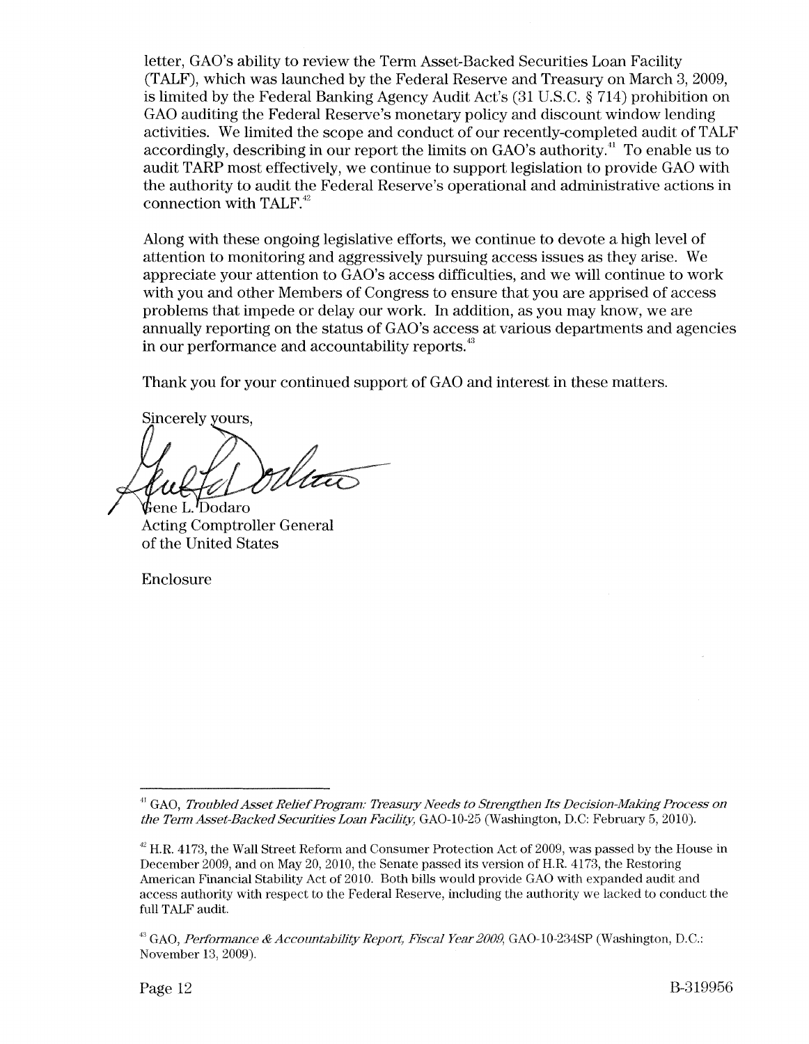letter, GAO's ability to review the Term Asset-Backed Securities Loan Facility (TALF), which was launched by the Federal Reserve and Treasury on March 3, 2009, is limited by the Federal Banking Agency Audit Act's (31 U.S.C. § 714) prohibition on GAO auditing the Federal Reserve's monetary policy and discount window lending activities. We limited the scope and conduct of our recently-completed audit of TALF accordingly, describing in our report the limits on GAO's authority.[41] To enable us to audit TARP most effectively, we continue to support legislation to provide GAO with the authority to audit the Federal Reserve's operational and administrative actions in connection with TALF.[42]

Along with these ongoing legislative efforts, we continue to devote a high level of attention to monitoring and aggressively pursuing access issues as they arise. We appreciate your attention to GAO's access difficulties, and we will continue to work with you and other Members of Congress to ensure that you are apprised of access problems that impede or delay our work. In addition, as you may know, we are annually reporting on the status of GAO's access at various departments and agencies in our performance and accountability reports.[43]

Thank you for your continued support of GAO and interest in these matters.

Sincerely yours,

Gene L. Dodaro
Acting Comptroller General
of the United States

Enclosure

---

[41] GAO, *Troubled Asset Relief Program: Treasury Needs to Strengthen Its Decision-Making Process on the Term Asset-Backed Securities Loan Facility,* GAO-10-25 (Washington, D.C: February 5, 2010).

[42] H.R. 4173, the Wall Street Reform and Consumer Protection Act of 2009, was passed by the House in December 2009, and on May 20, 2010, the Senate passed its version of H.R. 4173, the Restoring American Financial Stability Act of 2010. Both bills would provide GAO with expanded audit and access authority with respect to the Federal Reserve, including the authority we lacked to conduct the full TALF audit.

[43] GAO, *Performance & Accountability Report, Fiscal Year 2009,* GAO-10-234SP (Washington, D.C.: November 13, 2009).

B-319956